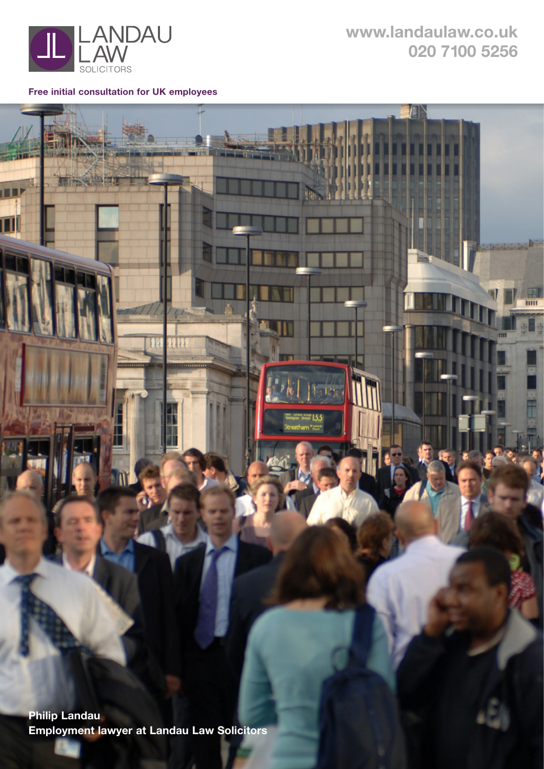LANDAU LAW SOLICITORS

www.landaulaw.co.uk
020 7100 5256

**Free initial consultation for UK employees**

**Philip Landau**
**Employment lawyer at Landau Law Solicitors**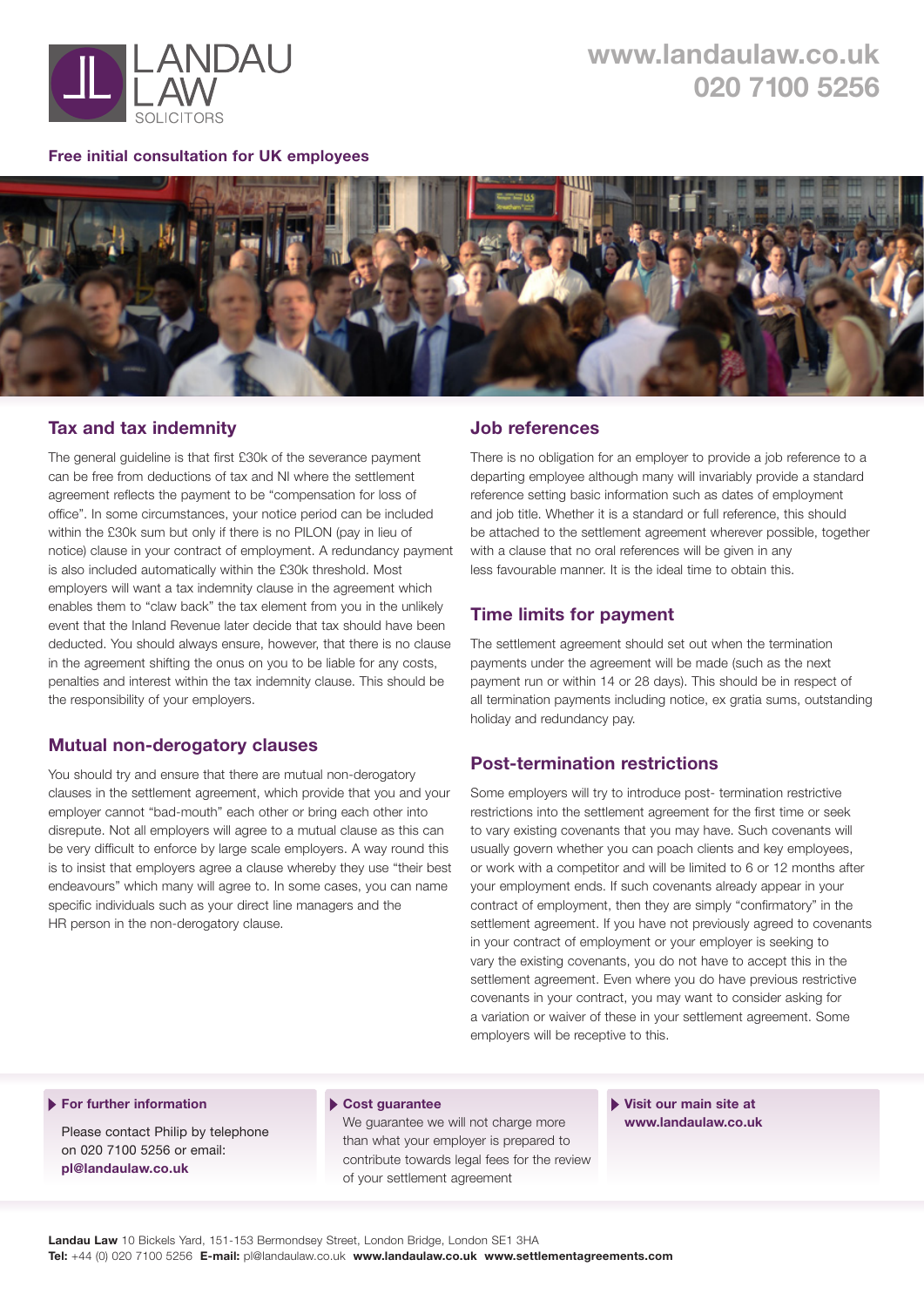**Free initial consultation for UK employees**

## Tax and tax indemnity

The general guideline is that first £30k of the severance payment can be free from deductions of tax and NI where the settlement agreement reflects the payment to be "compensation for loss of office". In some circumstances, your notice period can be included within the £30k sum but only if there is no PILON (pay in lieu of notice) clause in your contract of employment. A redundancy payment is also included automatically within the £30k threshold. Most employers will want a tax indemnity clause in the agreement which enables them to "claw back" the tax element from you in the unlikely event that the Inland Revenue later decide that tax should have been deducted. You should always ensure, however, that there is no clause in the agreement shifting the onus on you to be liable for any costs, penalties and interest within the tax indemnity clause. This should be the responsibility of your employers.

## Mutual non-derogatory clauses

You should try and ensure that there are mutual non-derogatory clauses in the settlement agreement, which provide that you and your employer cannot "bad-mouth" each other or bring each other into disrepute. Not all employers will agree to a mutual clause as this can be very difficult to enforce by large scale employers. A way round this is to insist that employers agree a clause whereby they use "their best endeavours" which many will agree to. In some cases, you can name specific individuals such as your direct line managers and the HR person in the non-derogatory clause.

## Job references

There is no obligation for an employer to provide a job reference to a departing employee although many will invariably provide a standard reference setting basic information such as dates of employment and job title. Whether it is a standard or full reference, this should be attached to the settlement agreement wherever possible, together with a clause that no oral references will be given in any less favourable manner. It is the ideal time to obtain this.

## Time limits for payment

The settlement agreement should set out when the termination payments under the agreement will be made (such as the next payment run or within 14 or 28 days). This should be in respect of all termination payments including notice, ex gratia sums, outstanding holiday and redundancy pay.

## Post-termination restrictions

Some employers will try to introduce post- termination restrictive restrictions into the settlement agreement for the first time or seek to vary existing covenants that you may have. Such covenants will usually govern whether you can poach clients and key employees, or work with a competitor and will be limited to 6 or 12 months after your employment ends. If such covenants already appear in your contract of employment, then they are simply "confirmatory" in the settlement agreement. If you have not previously agreed to covenants in your contract of employment or your employer is seeking to vary the existing covenants, you do not have to accept this in the settlement agreement. Even where you do have previous restrictive covenants in your contract, you may want to consider asking for a variation or waiver of these in your settlement agreement. Some employers will be receptive to this.

**For further information**

Please contact Philip by telephone on 020 7100 5256 or email: **pl@landaulaw.co.uk**

**Cost guarantee**

We guarantee we will not charge more than what your employer is prepared to contribute towards legal fees for the review of your settlement agreement

**Visit our main site at www.landaulaw.co.uk**

**Landau Law** 10 Bickels Yard, 151-153 Bermondsey Street, London Bridge, London SE1 3HA
**Tel:** +44 (0) 020 7100 5256 **E-mail:** pl@landaulaw.co.uk **www.landaulaw.co.uk** **www.settlementagreements.com**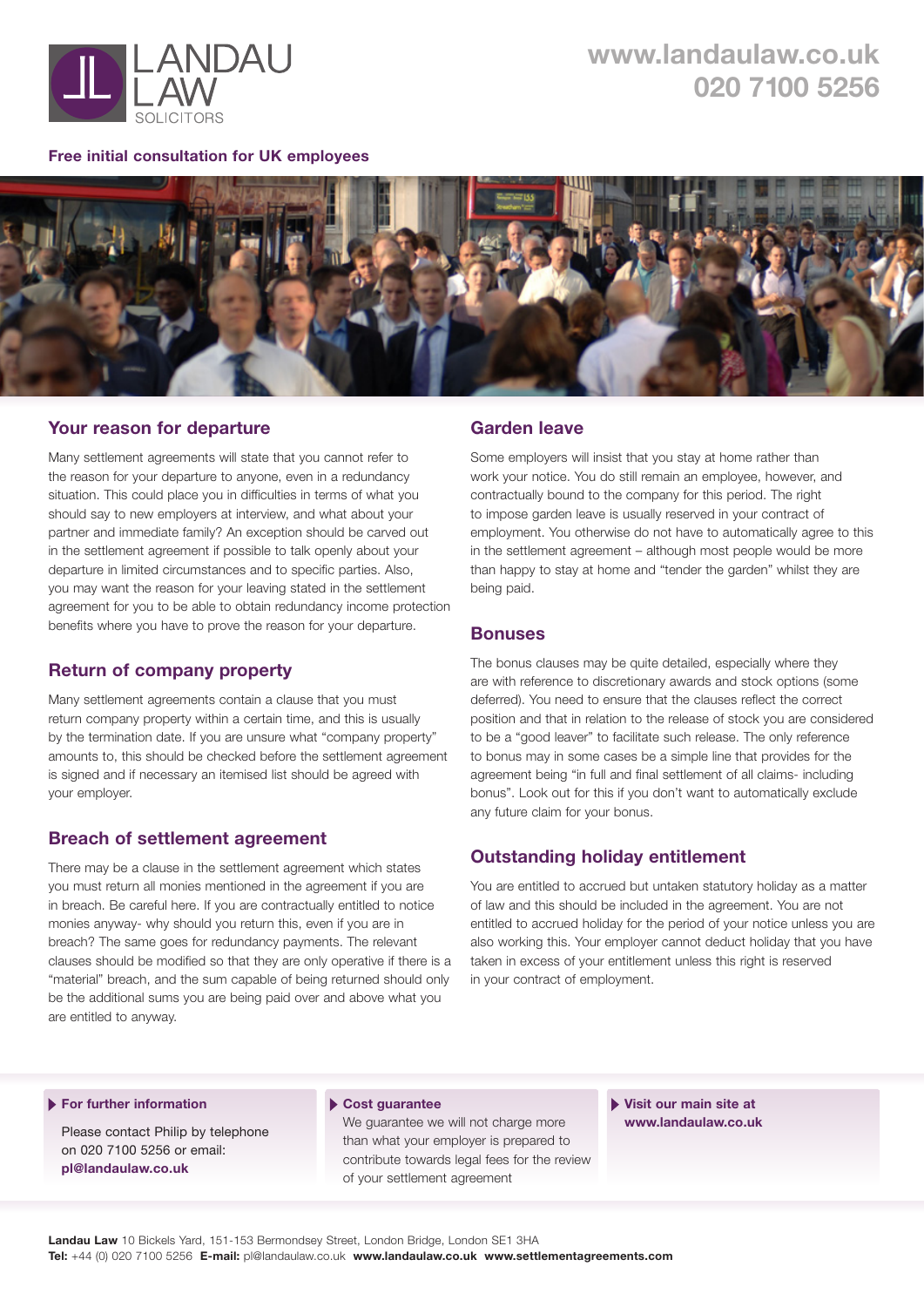LANDAU LAW SOLICITORS

www.landaulaw.co.uk
020 7100 5256

**Free initial consultation for UK employees**

## Your reason for departure

Many settlement agreements will state that you cannot refer to the reason for your departure to anyone, even in a redundancy situation. This could place you in difficulties in terms of what you should say to new employers at interview, and what about your partner and immediate family? An exception should be carved out in the settlement agreement if possible to talk openly about your departure in limited circumstances and to specific parties. Also, you may want the reason for your leaving stated in the settlement agreement for you to be able to obtain redundancy income protection benefits where you have to prove the reason for your departure.

## Return of company property

Many settlement agreements contain a clause that you must return company property within a certain time, and this is usually by the termination date. If you are unsure what "company property" amounts to, this should be checked before the settlement agreement is signed and if necessary an itemised list should be agreed with your employer.

## Breach of settlement agreement

There may be a clause in the settlement agreement which states you must return all monies mentioned in the agreement if you are in breach. Be careful here. If you are contractually entitled to notice monies anyway- why should you return this, even if you are in breach? The same goes for redundancy payments. The relevant clauses should be modified so that they are only operative if there is a "material" breach, and the sum capable of being returned should only be the additional sums you are being paid over and above what you are entitled to anyway.

## Garden leave

Some employers will insist that you stay at home rather than work your notice. You do still remain an employee, however, and contractually bound to the company for this period. The right to impose garden leave is usually reserved in your contract of employment. You otherwise do not have to automatically agree to this in the settlement agreement – although most people would be more than happy to stay at home and "tender the garden" whilst they are being paid.

## Bonuses

The bonus clauses may be quite detailed, especially where they are with reference to discretionary awards and stock options (some deferred). You need to ensure that the clauses reflect the correct position and that in relation to the release of stock you are considered to be a "good leaver" to facilitate such release. The only reference to bonus may in some cases be a simple line that provides for the agreement being "in full and final settlement of all claims- including bonus". Look out for this if you don't want to automatically exclude any future claim for your bonus.

## Outstanding holiday entitlement

You are entitled to accrued but untaken statutory holiday as a matter of law and this should be included in the agreement. You are not entitled to accrued holiday for the period of your notice unless you are also working this. Your employer cannot deduct holiday that you have taken in excess of your entitlement unless this right is reserved in your contract of employment.

**For further information**

Please contact Philip by telephone on 020 7100 5256 or email: **pl@landaulaw.co.uk**

**Cost guarantee**

We guarantee we will not charge more than what your employer is prepared to contribute towards legal fees for the review of your settlement agreement

**Visit our main site at www.landaulaw.co.uk**

**Landau Law** 10 Bickels Yard, 151-153 Bermondsey Street, London Bridge, London SE1 3HA
**Tel:** +44 (0) 020 7100 5256 **E-mail:** pl@landaulaw.co.uk **www.landaulaw.co.uk** **www.settlementagreements.com**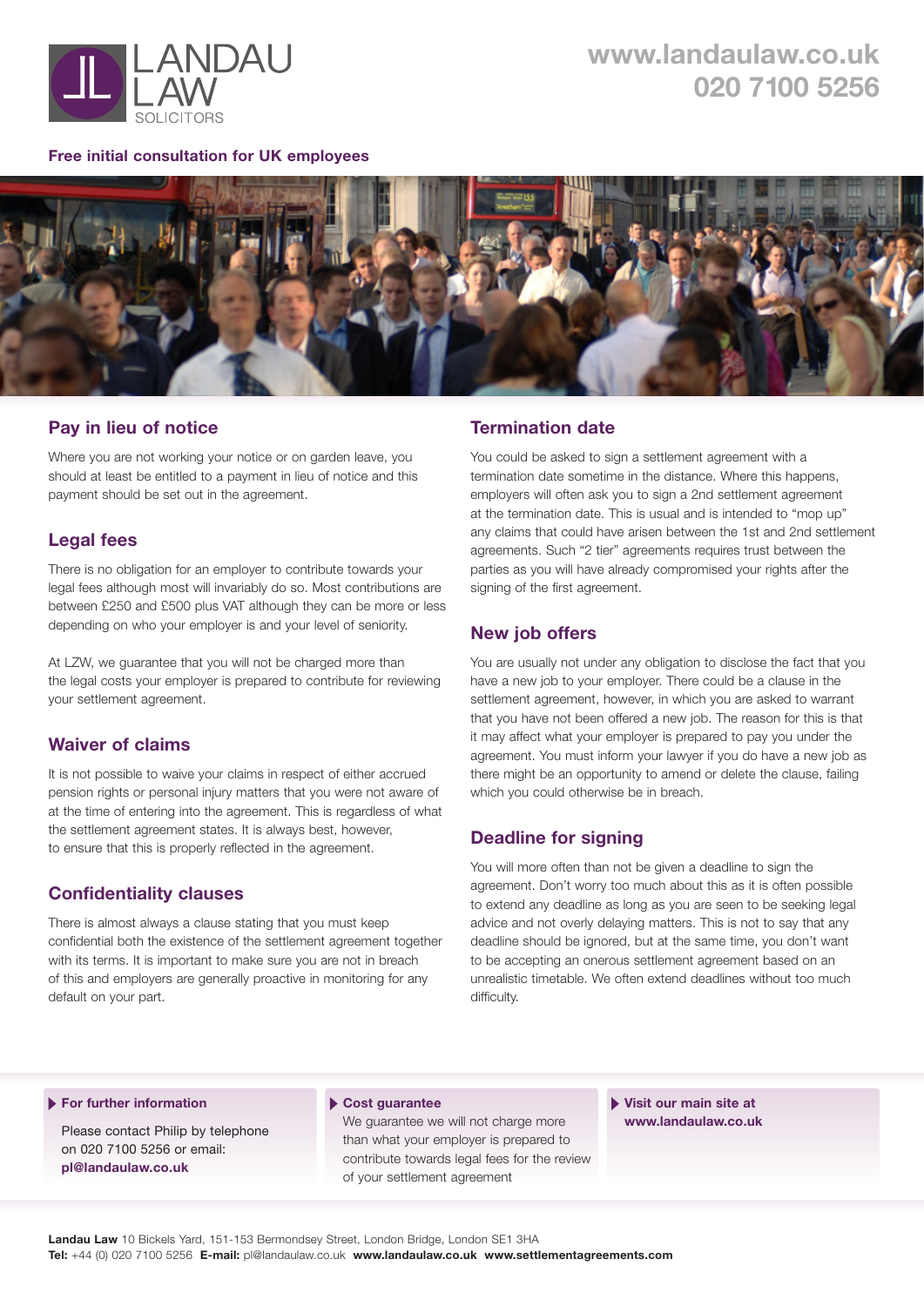LANDAU LAW SOLICITORS

www.landaulaw.co.uk
020 7100 5256

**Free initial consultation for UK employees**

## Pay in lieu of notice

Where you are not working your notice or on garden leave, you should at least be entitled to a payment in lieu of notice and this payment should be set out in the agreement.

## Legal fees

There is no obligation for an employer to contribute towards your legal fees although most will invariably do so. Most contributions are between £250 and £500 plus VAT although they can be more or less depending on who your employer is and your level of seniority.

At LZW, we guarantee that you will not be charged more than the legal costs your employer is prepared to contribute for reviewing your settlement agreement.

## Waiver of claims

It is not possible to waive your claims in respect of either accrued pension rights or personal injury matters that you were not aware of at the time of entering into the agreement. This is regardless of what the settlement agreement states. It is always best, however, to ensure that this is properly reflected in the agreement.

## Confidentiality clauses

There is almost always a clause stating that you must keep confidential both the existence of the settlement agreement together with its terms. It is important to make sure you are not in breach of this and employers are generally proactive in monitoring for any default on your part.

## Termination date

You could be asked to sign a settlement agreement with a termination date sometime in the distance. Where this happens, employers will often ask you to sign a 2nd settlement agreement at the termination date. This is usual and is intended to "mop up" any claims that could have arisen between the 1st and 2nd settlement agreements. Such "2 tier" agreements requires trust between the parties as you will have already compromised your rights after the signing of the first agreement.

## New job offers

You are usually not under any obligation to disclose the fact that you have a new job to your employer. There could be a clause in the settlement agreement, however, in which you are asked to warrant that you have not been offered a new job. The reason for this is that it may affect what your employer is prepared to pay you under the agreement. You must inform your lawyer if you do have a new job as there might be an opportunity to amend or delete the clause, failing which you could otherwise be in breach.

## Deadline for signing

You will more often than not be given a deadline to sign the agreement. Don't worry too much about this as it is often possible to extend any deadline as long as you are seen to be seeking legal advice and not overly delaying matters. This is not to say that any deadline should be ignored, but at the same time, you don't want to be accepting an onerous settlement agreement based on an unrealistic timetable. We often extend deadlines without too much difficulty.

**For further information**

Please contact Philip by telephone on 020 7100 5256 or email: **pl@landaulaw.co.uk**

**Cost guarantee**

We guarantee we will not charge more than what your employer is prepared to contribute towards legal fees for the review of your settlement agreement

**Visit our main site at www.landaulaw.co.uk**

**Landau Law** 10 Bickels Yard, 151-153 Bermondsey Street, London Bridge, London SE1 3HA
**Tel:** +44 (0) 020 7100 5256 **E-mail:** pl@landaulaw.co.uk **www.landaulaw.co.uk** **www.settlementagreements.com**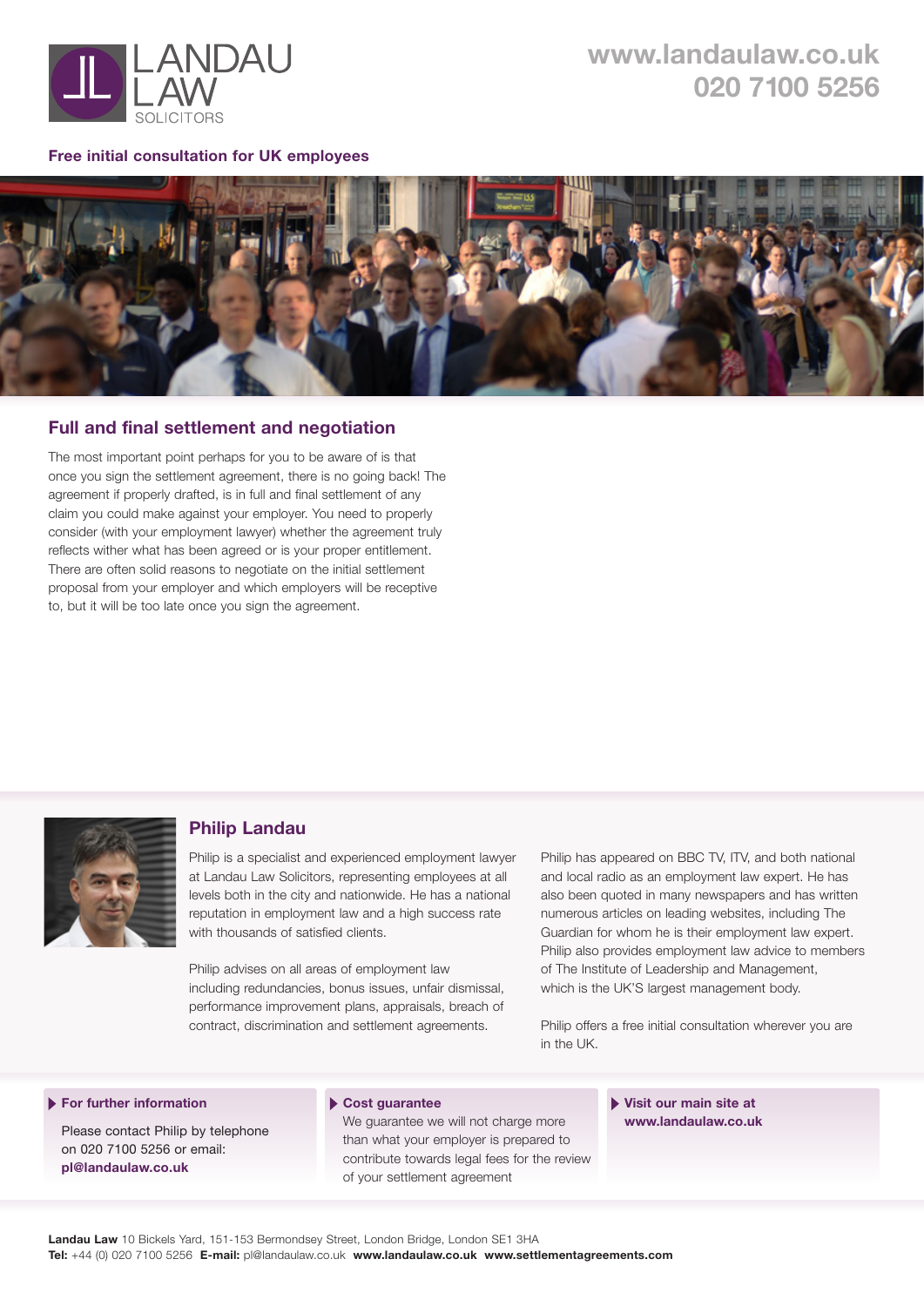LANDAU LAW SOLICITORS

www.landaulaw.co.uk
020 7100 5256

**Free initial consultation for UK employees**

## Full and final settlement and negotiation

The most important point perhaps for you to be aware of is that once you sign the settlement agreement, there is no going back! The agreement if properly drafted, is in full and final settlement of any claim you could make against your employer. You need to properly consider (with your employment lawyer) whether the agreement truly reflects wither what has been agreed or is your proper entitlement. There are often solid reasons to negotiate on the initial settlement proposal from your employer and which employers will be receptive to, but it will be too late once you sign the agreement.

## Philip Landau

Philip is a specialist and experienced employment lawyer at Landau Law Solicitors, representing employees at all levels both in the city and nationwide. He has a national reputation in employment law and a high success rate with thousands of satisfied clients.

Philip advises on all areas of employment law including redundancies, bonus issues, unfair dismissal, performance improvement plans, appraisals, breach of contract, discrimination and settlement agreements.

Philip has appeared on BBC TV, ITV, and both national and local radio as an employment law expert. He has also been quoted in many newspapers and has written numerous articles on leading websites, including The Guardian for whom he is their employment law expert. Philip also provides employment law advice to members of The Institute of Leadership and Management, which is the UK'S largest management body.

Philip offers a free initial consultation wherever you are in the UK.

**For further information**

Please contact Philip by telephone on 020 7100 5256 or email: **pl@landaulaw.co.uk**

**Cost guarantee**

We guarantee we will not charge more than what your employer is prepared to contribute towards legal fees for the review of your settlement agreement

**Visit our main site at www.landaulaw.co.uk**

**Landau Law** 10 Bickels Yard, 151-153 Bermondsey Street, London Bridge, London SE1 3HA
**Tel:** +44 (0) 020 7100 5256 **E-mail:** pl@landaulaw.co.uk **www.landaulaw.co.uk** **www.settlementagreements.com**